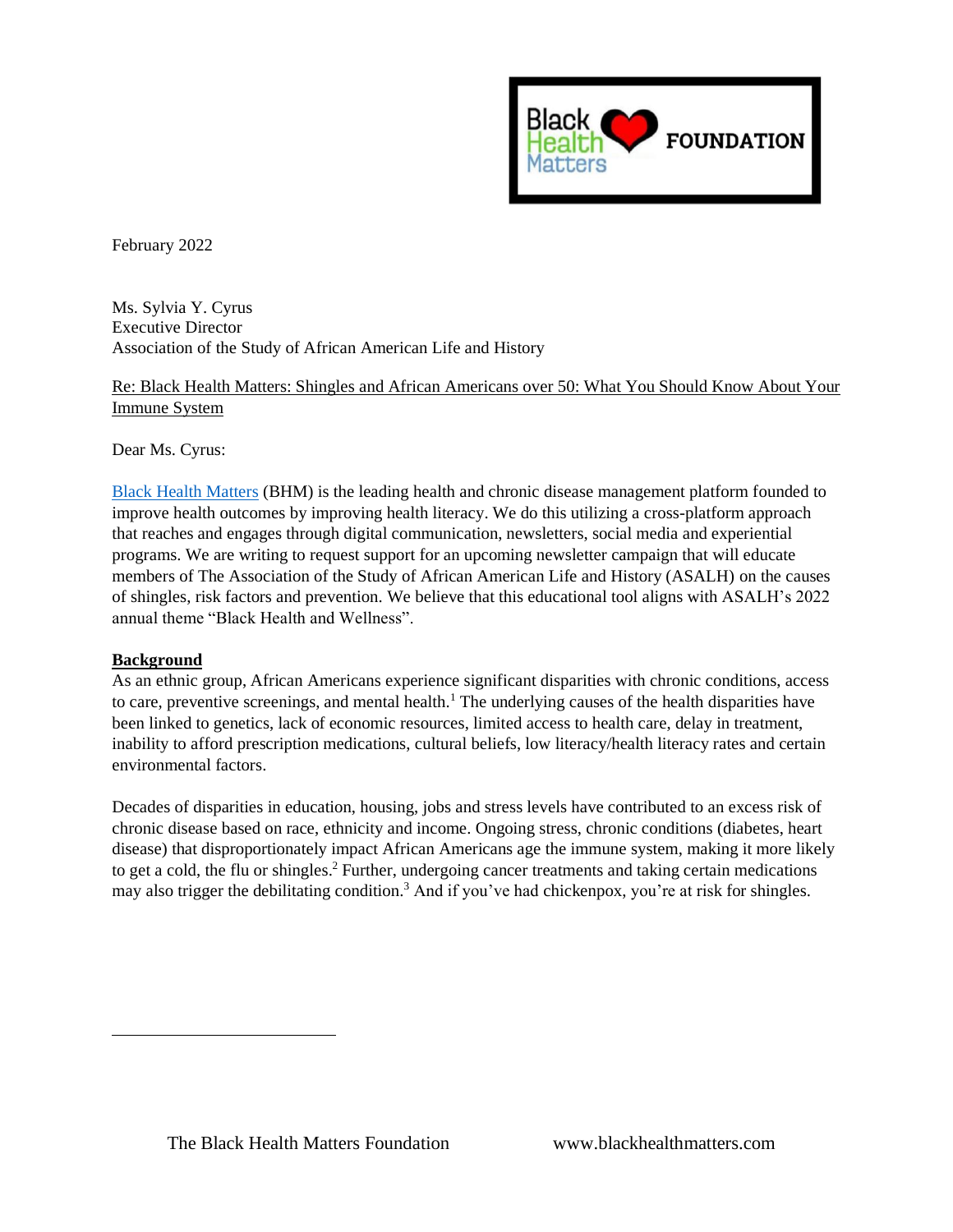February 2022

Ms. Sylvia Y. Cyrus
Executive Director
Association of the Study of African American Life and History

Re: Black Health Matters: Shingles and African Americans over 50: What You Should Know About Your Immune System

Dear Ms. Cyrus:

Black Health Matters (BHM) is the leading health and chronic disease management platform founded to improve health outcomes by improving health literacy. We do this utilizing a cross-platform approach that reaches and engages through digital communication, newsletters, social media and experiential programs. We are writing to request support for an upcoming newsletter campaign that will educate members of The Association of the Study of African American Life and History (ASALH) on the causes of shingles, risk factors and prevention. We believe that this educational tool aligns with ASALH's 2022 annual theme "Black Health and Wellness".

**Background**

As an ethnic group, African Americans experience significant disparities with chronic conditions, access to care, preventive screenings, and mental health.[1] The underlying causes of the health disparities have been linked to genetics, lack of economic resources, limited access to health care, delay in treatment, inability to afford prescription medications, cultural beliefs, low literacy/health literacy rates and certain environmental factors.

Decades of disparities in education, housing, jobs and stress levels have contributed to an excess risk of chronic disease based on race, ethnicity and income. Ongoing stress, chronic conditions (diabetes, heart disease) that disproportionately impact African Americans age the immune system, making it more likely to get a cold, the flu or shingles.[2] Further, undergoing cancer treatments and taking certain medications may also trigger the debilitating condition.[3] And if you've had chickenpox, you're at risk for shingles.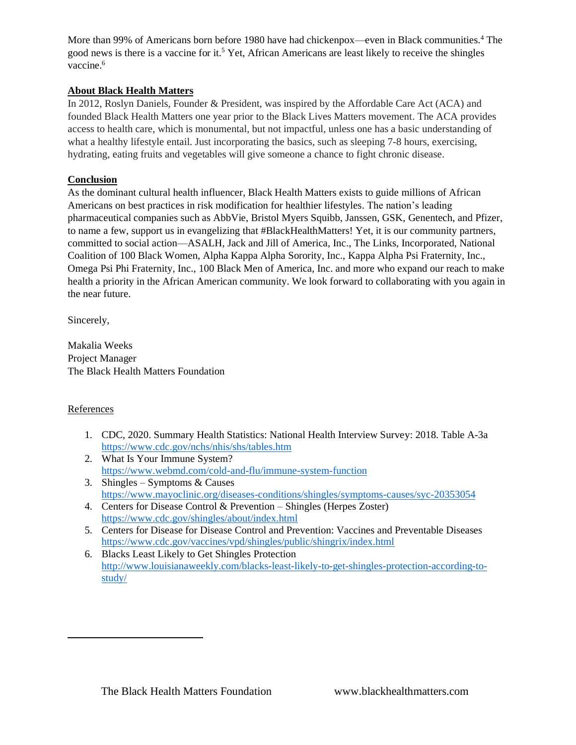More than 99% of Americans born before 1980 have had chickenpox—even in Black communities.[4] The good news is there is a vaccine for it.[5] Yet, African Americans are least likely to receive the shingles vaccine.[6]

**About Black Health Matters**

In 2012, Roslyn Daniels, Founder & President, was inspired by the Affordable Care Act (ACA) and founded Black Health Matters one year prior to the Black Lives Matters movement. The ACA provides access to health care, which is monumental, but not impactful, unless one has a basic understanding of what a healthy lifestyle entail. Just incorporating the basics, such as sleeping 7-8 hours, exercising, hydrating, eating fruits and vegetables will give someone a chance to fight chronic disease.

**Conclusion**

As the dominant cultural health influencer, Black Health Matters exists to guide millions of African Americans on best practices in risk modification for healthier lifestyles. The nation's leading pharmaceutical companies such as AbbVie, Bristol Myers Squibb, Janssen, GSK, Genentech, and Pfizer, to name a few, support us in evangelizing that #BlackHealthMatters! Yet, it is our community partners, committed to social action—ASALH, Jack and Jill of America, Inc., The Links, Incorporated, National Coalition of 100 Black Women, Alpha Kappa Alpha Sorority, Inc., Kappa Alpha Psi Fraternity, Inc., Omega Psi Phi Fraternity, Inc., 100 Black Men of America, Inc. and more who expand our reach to make health a priority in the African American community. We look forward to collaborating with you again in the near future.

Sincerely,

Makalia Weeks
Project Manager
The Black Health Matters Foundation

References

1. CDC, 2020. Summary Health Statistics: National Health Interview Survey: 2018. Table A-3a https://www.cdc.gov/nchs/nhis/shs/tables.htm
2. What Is Your Immune System? https://www.webmd.com/cold-and-flu/immune-system-function
3. Shingles – Symptoms & Causes https://www.mayoclinic.org/diseases-conditions/shingles/symptoms-causes/syc-20353054
4. Centers for Disease Control & Prevention – Shingles (Herpes Zoster) https://www.cdc.gov/shingles/about/index.html
5. Centers for Disease for Disease Control and Prevention: Vaccines and Preventable Diseases https://www.cdc.gov/vaccines/vpd/shingles/public/shingrix/index.html
6. Blacks Least Likely to Get Shingles Protection http://www.louisianaweekly.com/blacks-least-likely-to-get-shingles-protection-according-to-study/